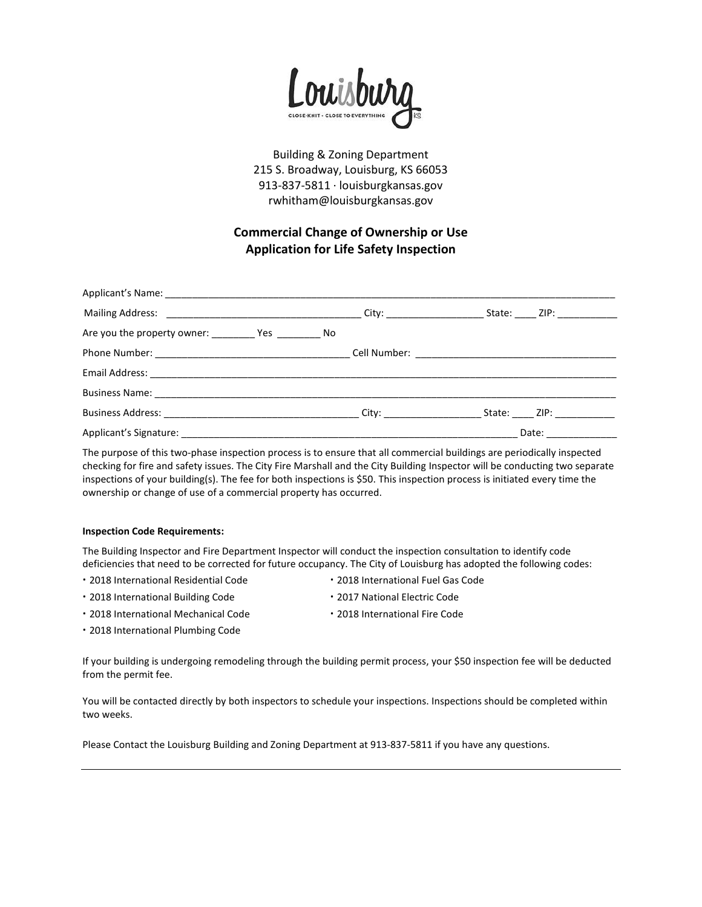Louisburg

CLOSE-KNIT · CLOSE TO EVERYTHING KS

Building & Zoning Department
215 S. Broadway, Louisburg, KS 66053
913-837-5811 · louisburgkansas.gov
rwhitham@louisburgkansas.gov

## Commercial Change of Ownership or Use
## Application for Life Safety Inspection

Applicant's Name: ______________________________________________________________________________

Mailing Address: ___________________________________ City: __________________ State: ____ ZIP: ___________

Are you the property owner: ________ Yes ________ No

Phone Number: ___________________________________ Cell Number: _____________________________________

Email Address: ______________________________________________________________________________

Business Name: ______________________________________________________________________________

Business Address: ___________________________________ City: __________________ State: ____ ZIP: ___________

Applicant's Signature: ________________________________________________________________ Date: _____________

The purpose of this two-phase inspection process is to ensure that all commercial buildings are periodically inspected checking for fire and safety issues. The City Fire Marshall and the City Building Inspector will be conducting two separate inspections of your building(s). The fee for both inspections is $50. This inspection process is initiated every time the ownership or change of use of a commercial property has occurred.

**Inspection Code Requirements:**

The Building Inspector and Fire Department Inspector will conduct the inspection consultation to identify code deficiencies that need to be corrected for future occupancy. The City of Louisburg has adopted the following codes:

- 2018 International Residential Code
- 2018 International Building Code
- 2018 International Mechanical Code
- 2018 International Plumbing Code
- 2018 International Fuel Gas Code
- 2017 National Electric Code
- 2018 International Fire Code

If your building is undergoing remodeling through the building permit process, your $50 inspection fee will be deducted from the permit fee.

You will be contacted directly by both inspectors to schedule your inspections. Inspections should be completed within two weeks.

Please Contact the Louisburg Building and Zoning Department at 913-837-5811 if you have any questions.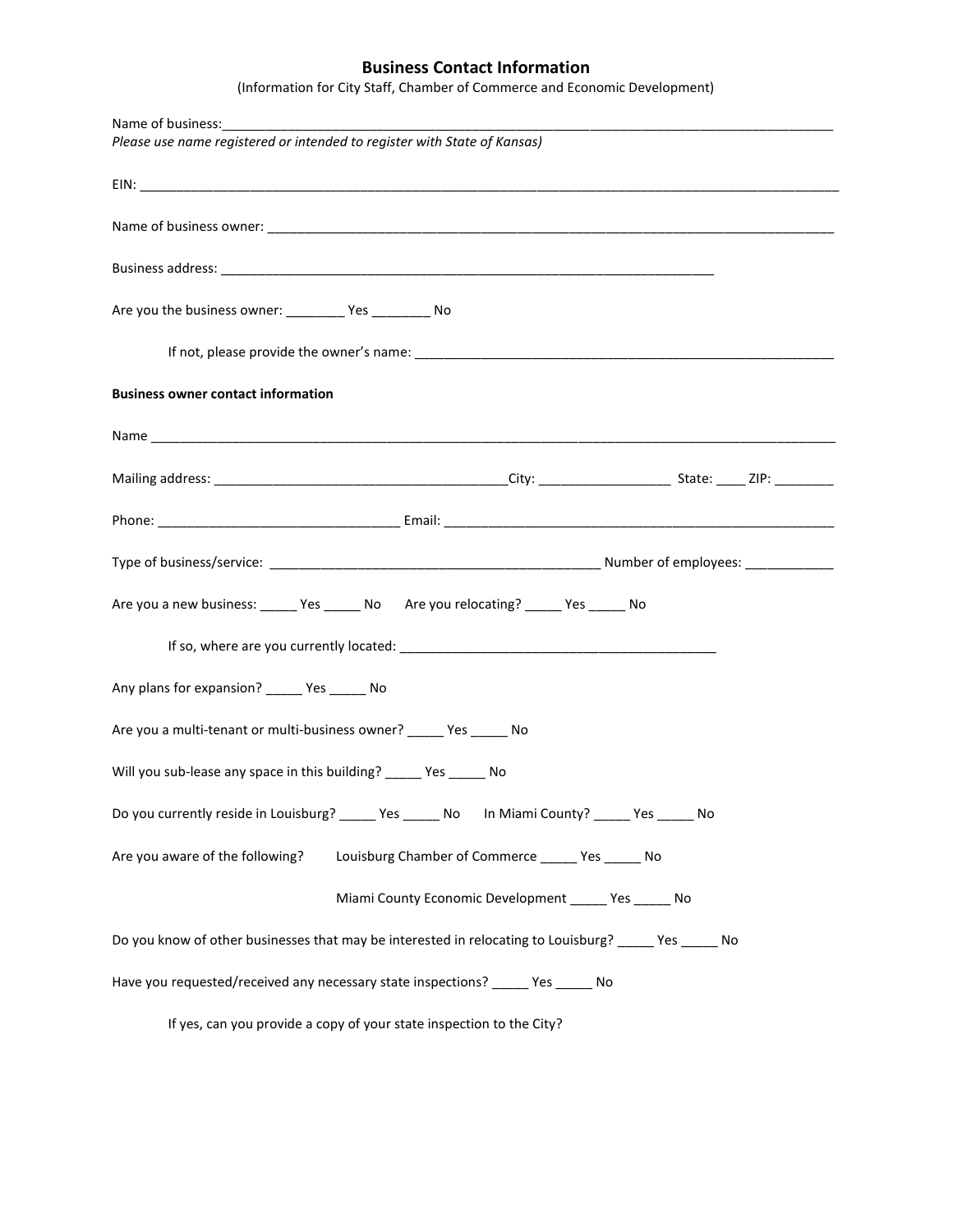# Business Contact Information

(Information for City Staff, Chamber of Commerce and Economic Development)

Name of business:_______________________________________________________________________________________

*Please use name registered or intended to register with State of Kansas)*

EIN: _____________________________________________________________________________________________

Name of business owner: ___________________________________________________________________________

Business address: ______________________________________________________________________

Are you the business owner: ________ Yes ________ No

If not, please provide the owner's name: __________________________________________________________

**Business owner contact information**

Name ____________________________________________________________________________________________

Mailing address: ________________________________________City: __________________ State: ____ ZIP: ________

Phone: _________________________________ Email: _____________________________________________________

Type of business/service: ______________________________________________ Number of employees: ____________

Are you a new business: _____ Yes _____ No Are you relocating? _____ Yes _____ No

If so, where are you currently located: _____________________________________________

Any plans for expansion? _____ Yes _____ No

Are you a multi-tenant or multi-business owner? _____ Yes _____ No

Will you sub-lease any space in this building? _____ Yes _____ No

Do you currently reside in Louisburg? _____ Yes _____ No In Miami County? _____ Yes _____ No

Are you aware of the following? Louisburg Chamber of Commerce _____ Yes _____ No

Miami County Economic Development _____ Yes _____ No

Do you know of other businesses that may be interested in relocating to Louisburg? _____ Yes _____ No

Have you requested/received any necessary state inspections? _____ Yes _____ No

If yes, can you provide a copy of your state inspection to the City?